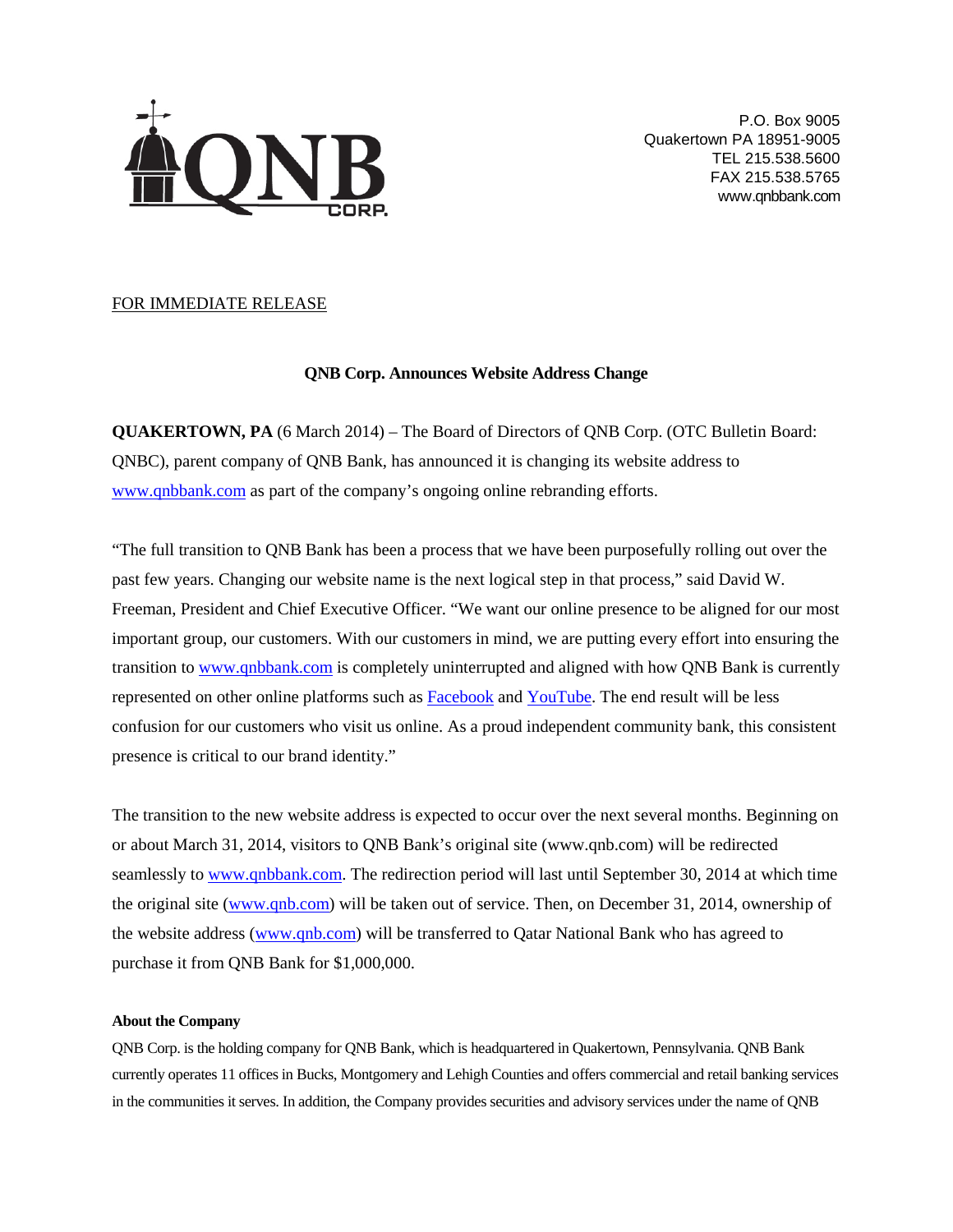QNB CORP.

P.O. Box 9005
Quakertown PA 18951-9005
TEL 215.538.5600
FAX 215.538.5765
www.qnbbank.com

FOR IMMEDIATE RELEASE

**QNB Corp. Announces Website Address Change**

**QUAKERTOWN, PA** (6 March 2014) – The Board of Directors of QNB Corp. (OTC Bulletin Board: QNBC), parent company of QNB Bank, has announced it is changing its website address to www.qnbbank.com as part of the company's ongoing online rebranding efforts.

"The full transition to QNB Bank has been a process that we have been purposefully rolling out over the past few years. Changing our website name is the next logical step in that process," said David W. Freeman, President and Chief Executive Officer. "We want our online presence to be aligned for our most important group, our customers. With our customers in mind, we are putting every effort into ensuring the transition to www.qnbbank.com is completely uninterrupted and aligned with how QNB Bank is currently represented on other online platforms such as Facebook and YouTube. The end result will be less confusion for our customers who visit us online. As a proud independent community bank, this consistent presence is critical to our brand identity."

The transition to the new website address is expected to occur over the next several months. Beginning on or about March 31, 2014, visitors to QNB Bank's original site (www.qnb.com) will be redirected seamlessly to www.qnbbank.com. The redirection period will last until September 30, 2014 at which time the original site (www.qnb.com) will be taken out of service. Then, on December 31, 2014, ownership of the website address (www.qnb.com) will be transferred to Qatar National Bank who has agreed to purchase it from QNB Bank for $1,000,000.

**About the Company**

QNB Corp. is the holding company for QNB Bank, which is headquartered in Quakertown, Pennsylvania. QNB Bank currently operates 11 offices in Bucks, Montgomery and Lehigh Counties and offers commercial and retail banking services in the communities it serves. In addition, the Company provides securities and advisory services under the name of QNB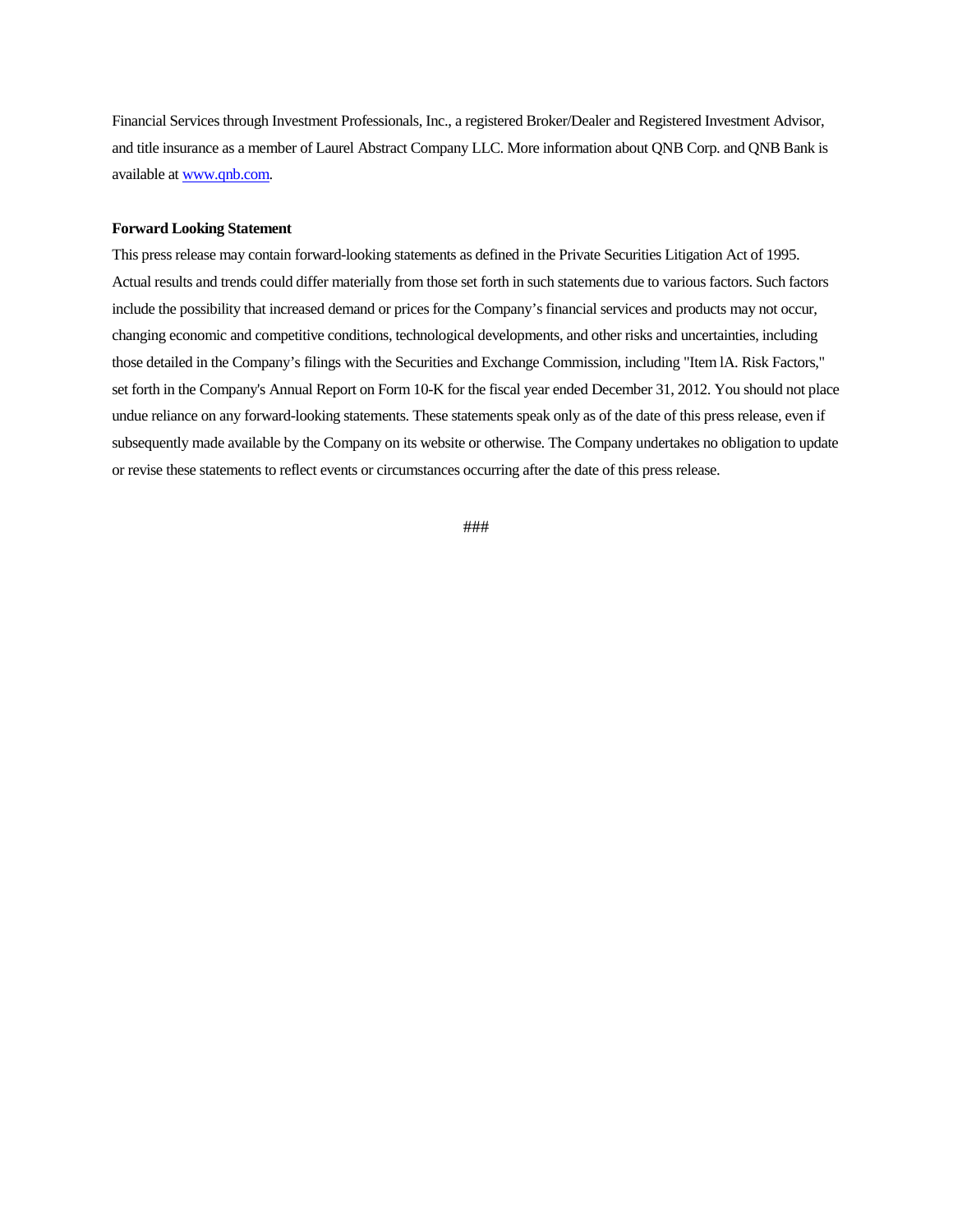Financial Services through Investment Professionals, Inc., a registered Broker/Dealer and Registered Investment Advisor, and title insurance as a member of Laurel Abstract Company LLC. More information about QNB Corp. and QNB Bank is available at www.qnb.com.

**Forward Looking Statement**

This press release may contain forward-looking statements as defined in the Private Securities Litigation Act of 1995. Actual results and trends could differ materially from those set forth in such statements due to various factors. Such factors include the possibility that increased demand or prices for the Company's financial services and products may not occur, changing economic and competitive conditions, technological developments, and other risks and uncertainties, including those detailed in the Company's filings with the Securities and Exchange Commission, including "Item lA. Risk Factors," set forth in the Company's Annual Report on Form 10-K for the fiscal year ended December 31, 2012. You should not place undue reliance on any forward-looking statements. These statements speak only as of the date of this press release, even if subsequently made available by the Company on its website or otherwise. The Company undertakes no obligation to update or revise these statements to reflect events or circumstances occurring after the date of this press release.

###